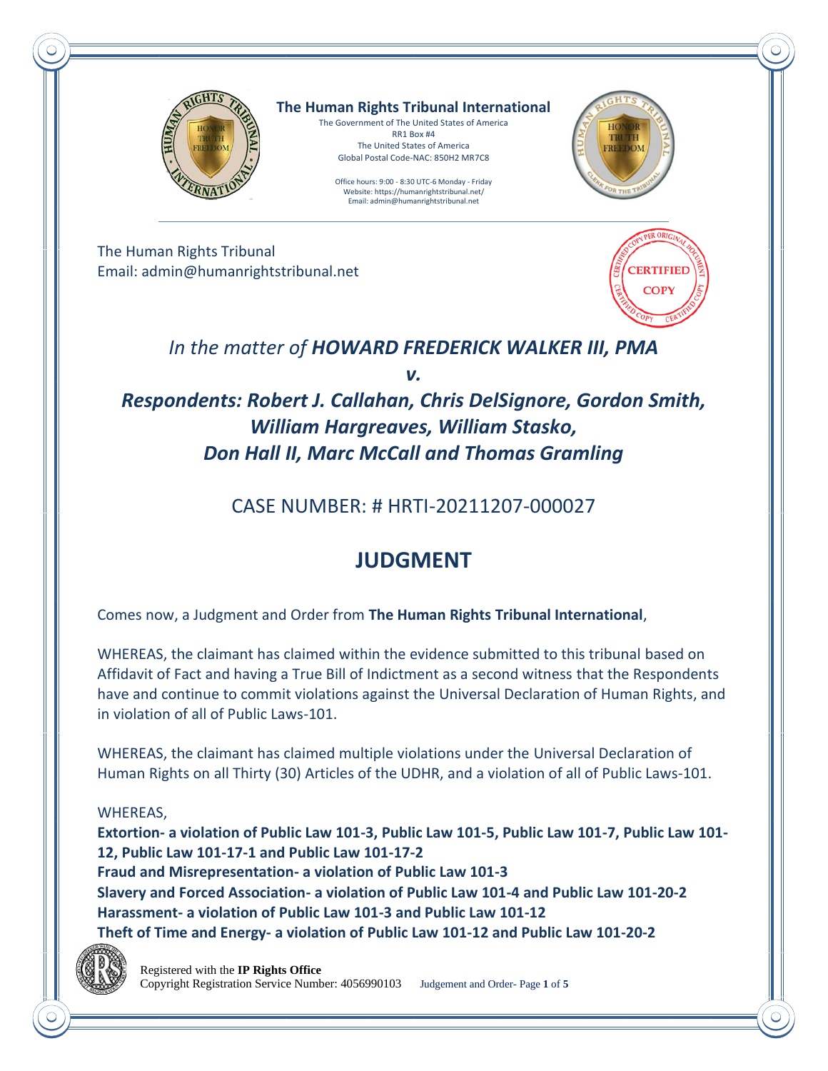**The Human Rights Tribunal International**

The Government of The United States of America
RR1 Box #4
The United States of America
Global Postal Code-NAC: 850H2 MR7C8

Office hours: 9:00 - 8:30 UTC-6 Monday - Friday
Website: https://humanrightstribunal.net/
Email: admin@humanrightstribunal.net

The Human Rights Tribunal
Email: admin@humanrightstribunal.net

CERTIFIED COPY

## *In the matter of* ***HOWARD FREDERICK WALKER III, PMA***

## ***v.***

## ***Respondents: Robert J. Callahan, Chris DelSignore, Gordon Smith, William Hargreaves, William Stasko, Don Hall II, Marc McCall and Thomas Gramling***

CASE NUMBER: # HRTI-20211207-000027

# JUDGMENT

Comes now, a Judgment and Order from **The Human Rights Tribunal International**,

WHEREAS, the claimant has claimed within the evidence submitted to this tribunal based on Affidavit of Fact and having a True Bill of Indictment as a second witness that the Respondents have and continue to commit violations against the Universal Declaration of Human Rights, and in violation of all of Public Laws-101.

WHEREAS, the claimant has claimed multiple violations under the Universal Declaration of Human Rights on all Thirty (30) Articles of the UDHR, and a violation of all of Public Laws-101.

WHEREAS,
**Extortion- a violation of Public Law 101-3, Public Law 101-5, Public Law 101-7, Public Law 101-12, Public Law 101-17-1 and Public Law 101-17-2**
**Fraud and Misrepresentation- a violation of Public Law 101-3**
**Slavery and Forced Association- a violation of Public Law 101-4 and Public Law 101-20-2**
**Harassment- a violation of Public Law 101-3 and Public Law 101-12**
**Theft of Time and Energy- a violation of Public Law 101-12 and Public Law 101-20-2**

Registered with the **IP Rights Office**
Copyright Registration Service Number: 4056990103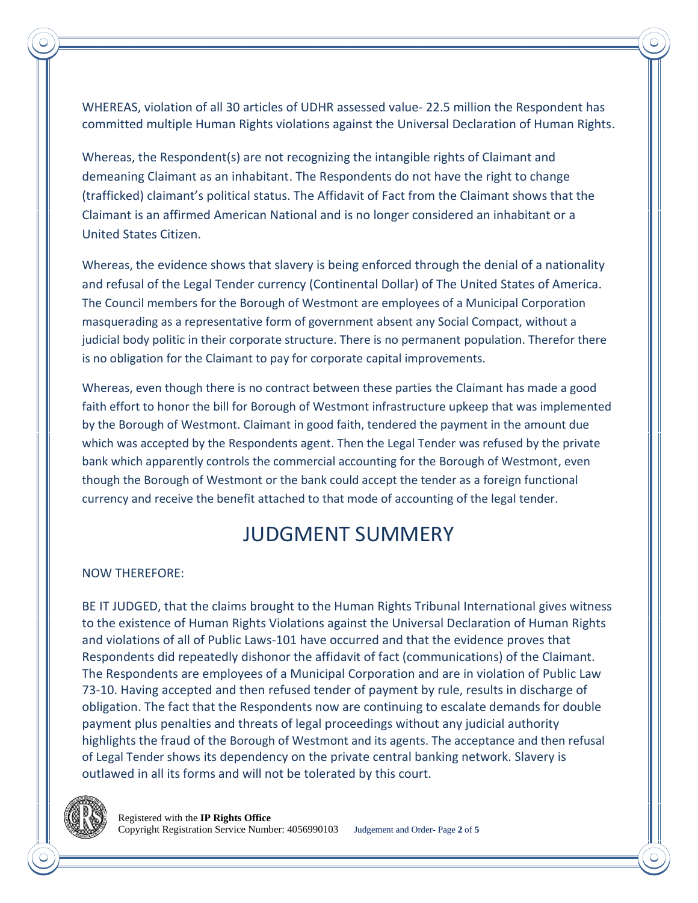WHEREAS, violation of all 30 articles of UDHR assessed value- 22.5 million the Respondent has committed multiple Human Rights violations against the Universal Declaration of Human Rights.

Whereas, the Respondent(s) are not recognizing the intangible rights of Claimant and demeaning Claimant as an inhabitant. The Respondents do not have the right to change (trafficked) claimant's political status. The Affidavit of Fact from the Claimant shows that the Claimant is an affirmed American National and is no longer considered an inhabitant or a United States Citizen.

Whereas, the evidence shows that slavery is being enforced through the denial of a nationality and refusal of the Legal Tender currency (Continental Dollar) of The United States of America. The Council members for the Borough of Westmont are employees of a Municipal Corporation masquerading as a representative form of government absent any Social Compact, without a judicial body politic in their corporate structure. There is no permanent population. Therefor there is no obligation for the Claimant to pay for corporate capital improvements.

Whereas, even though there is no contract between these parties the Claimant has made a good faith effort to honor the bill for Borough of Westmont infrastructure upkeep that was implemented by the Borough of Westmont. Claimant in good faith, tendered the payment in the amount due which was accepted by the Respondents agent. Then the Legal Tender was refused by the private bank which apparently controls the commercial accounting for the Borough of Westmont, even though the Borough of Westmont or the bank could accept the tender as a foreign functional currency and receive the benefit attached to that mode of accounting of the legal tender.

# JUDGMENT SUMMERY

NOW THEREFORE:

BE IT JUDGED, that the claims brought to the Human Rights Tribunal International gives witness to the existence of Human Rights Violations against the Universal Declaration of Human Rights and violations of all of Public Laws-101 have occurred and that the evidence proves that Respondents did repeatedly dishonor the affidavit of fact (communications) of the Claimant. The Respondents are employees of a Municipal Corporation and are in violation of Public Law 73-10. Having accepted and then refused tender of payment by rule, results in discharge of obligation. The fact that the Respondents now are continuing to escalate demands for double payment plus penalties and threats of legal proceedings without any judicial authority highlights the fraud of the Borough of Westmont and its agents. The acceptance and then refusal of Legal Tender shows its dependency on the private central banking network. Slavery is outlawed in all its forms and will not be tolerated by this court.

Registered with the **IP Rights Office**
Copyright Registration Service Number: 4056990103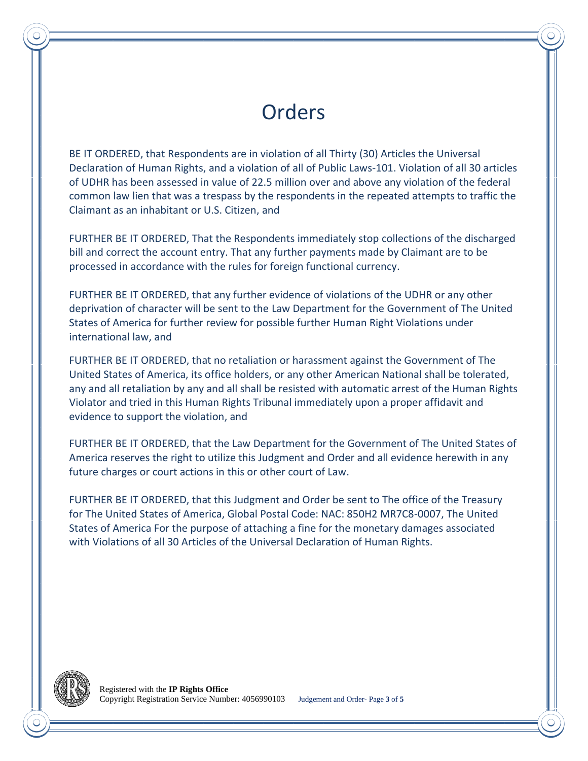# Orders

BE IT ORDERED, that Respondents are in violation of all Thirty (30) Articles the Universal Declaration of Human Rights, and a violation of all of Public Laws-101. Violation of all 30 articles of UDHR has been assessed in value of 22.5 million over and above any violation of the federal common law lien that was a trespass by the respondents in the repeated attempts to traffic the Claimant as an inhabitant or U.S. Citizen, and

FURTHER BE IT ORDERED, That the Respondents immediately stop collections of the discharged bill and correct the account entry. That any further payments made by Claimant are to be processed in accordance with the rules for foreign functional currency.

FURTHER BE IT ORDERED, that any further evidence of violations of the UDHR or any other deprivation of character will be sent to the Law Department for the Government of The United States of America for further review for possible further Human Right Violations under international law, and

FURTHER BE IT ORDERED, that no retaliation or harassment against the Government of The United States of America, its office holders, or any other American National shall be tolerated, any and all retaliation by any and all shall be resisted with automatic arrest of the Human Rights Violator and tried in this Human Rights Tribunal immediately upon a proper affidavit and evidence to support the violation, and

FURTHER BE IT ORDERED, that the Law Department for the Government of The United States of America reserves the right to utilize this Judgment and Order and all evidence herewith in any future charges or court actions in this or other court of Law.

FURTHER BE IT ORDERED, that this Judgment and Order be sent to The office of the Treasury for The United States of America, Global Postal Code: NAC: 850H2 MR7C8-0007, The United States of America For the purpose of attaching a fine for the monetary damages associated with Violations of all 30 Articles of the Universal Declaration of Human Rights.

Registered with the **IP Rights Office**
Copyright Registration Service Number: 4056990103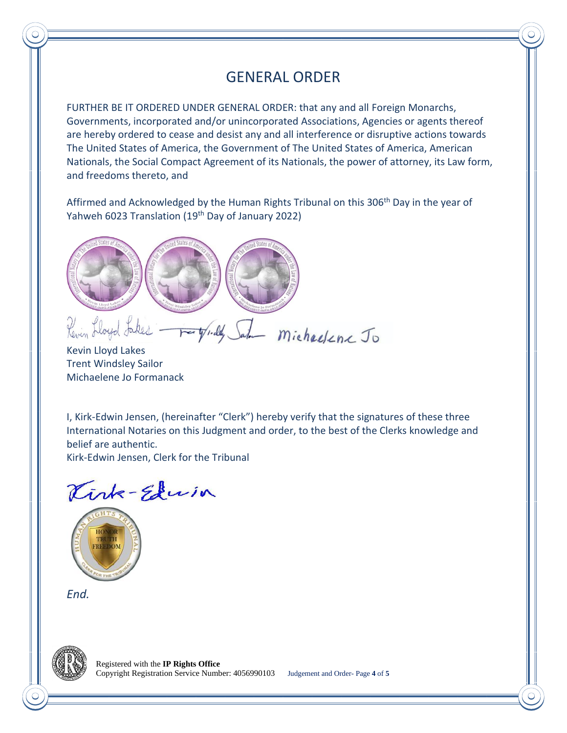# GENERAL ORDER

FURTHER BE IT ORDERED UNDER GENERAL ORDER: that any and all Foreign Monarchs, Governments, incorporated and/or unincorporated Associations, Agencies or agents thereof are hereby ordered to cease and desist any and all interference or disruptive actions towards The United States of America, the Government of The United States of America, American Nationals, the Social Compact Agreement of its Nationals, the power of attorney, its Law form, and freedoms thereto, and

Affirmed and Acknowledged by the Human Rights Tribunal on this 306th Day in the year of Yahweh 6023 Translation (19th Day of January 2022)

Kevin Lloyd Lakes
Trent Windsley Sailor
Michaelene Jo Formanack

I, Kirk-Edwin Jensen, (hereinafter "Clerk") hereby verify that the signatures of these three International Notaries on this Judgment and order, to the best of the Clerks knowledge and belief are authentic.
Kirk-Edwin Jensen, Clerk for the Tribunal

*End.*

Registered with the **IP Rights Office**
Copyright Registration Service Number: 4056990103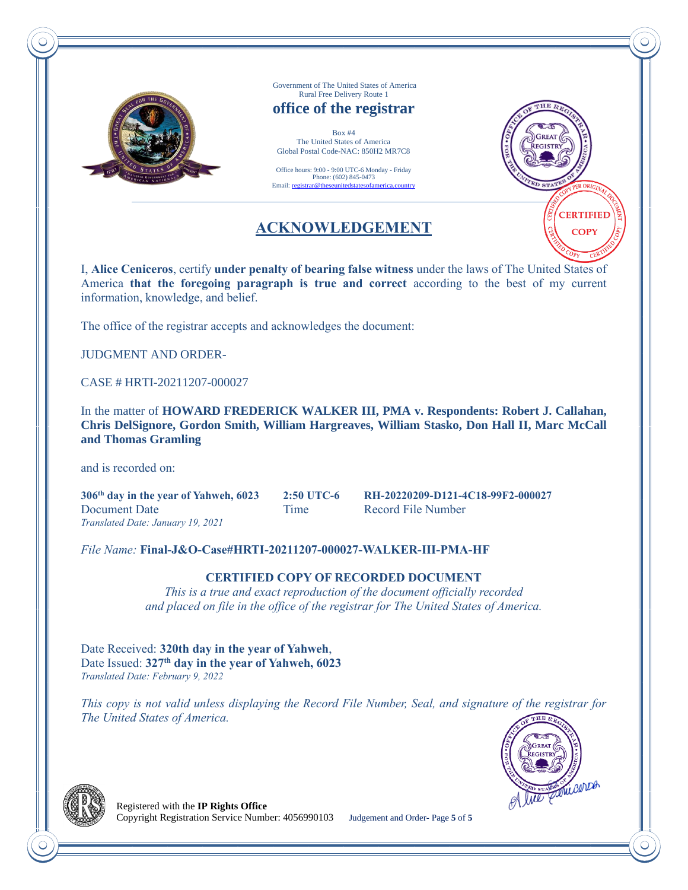Government of The United States of America
Rural Free Delivery Route 1

## office of the registrar

Box #4
The United States of America
Global Postal Code-NAC: 850H2 MR7C8

Office hours: 9:00 - 9:00 UTC-6 Monday - Friday
Phone: (602) 845-0473
Email: registrar@theseunitedstatesofamerica.country

# ACKNOWLEDGEMENT

I, **Alice Ceniceros**, certify **under penalty of bearing false witness** under the laws of The United States of America **that the foregoing paragraph is true and correct** according to the best of my current information, knowledge, and belief.

The office of the registrar accepts and acknowledges the document:

JUDGMENT AND ORDER-

CASE # HRTI-20211207-000027

In the matter of **HOWARD FREDERICK WALKER III, PMA v. Respondents: Robert J. Callahan, Chris DelSignore, Gordon Smith, William Hargreaves, William Stasko, Don Hall II, Marc McCall and Thomas Gramling**

and is recorded on:

| | | |
|---|---|---|
| **306th day in the year of Yahweh, 6023** | **2:50 UTC-6** | **RH-20220209-D121-4C18-99F2-000027** |
| Document Date | Time | Record File Number |
| *Translated Date: January 19, 2021* | | |

*File Name:* **Final-J&O-Case#HRTI-20211207-000027-WALKER-III-PMA-HF**

**CERTIFIED COPY OF RECORDED DOCUMENT**

*This is a true and exact reproduction of the document officially recorded and placed on file in the office of the registrar for The United States of America.*

Date Received: **320th day in the year of Yahweh**,
Date Issued: **327th day in the year of Yahweh, 6023**
*Translated Date: February 9, 2022*

*This copy is not valid unless displaying the Record File Number, Seal, and signature of the registrar for The United States of America.*

Registered with the **IP Rights Office**
Copyright Registration Service Number: 4056990103

Judgement and Order- Page **5** of **5**